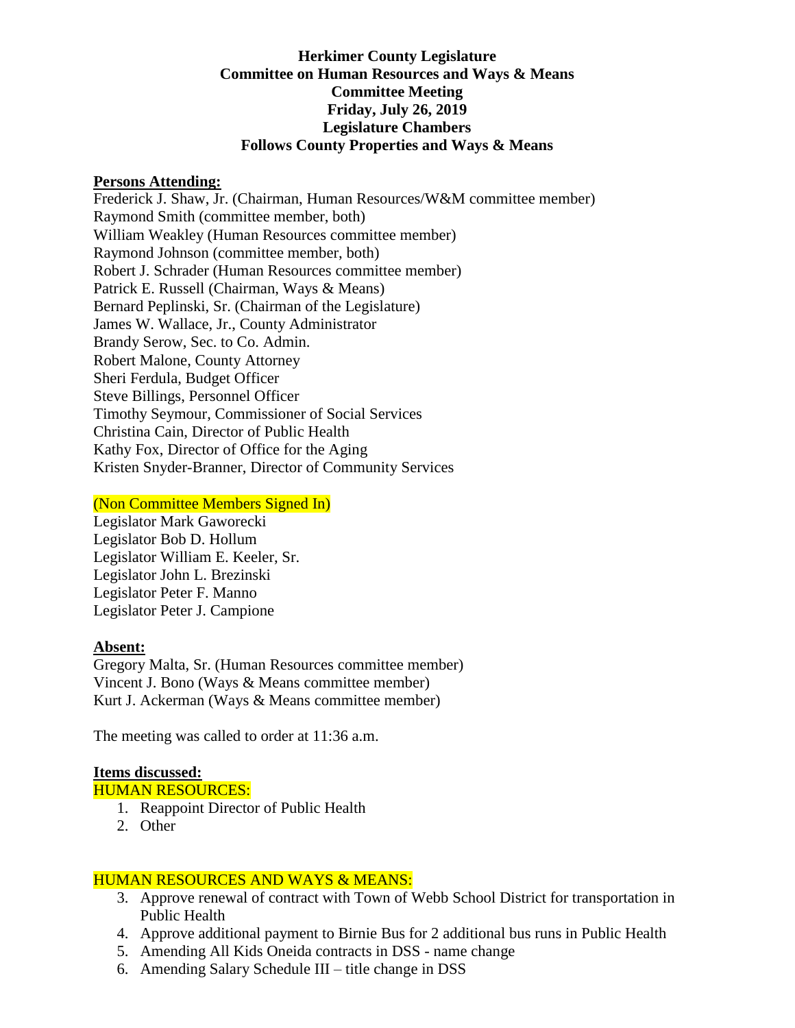**Herkimer County Legislature**
**Committee on Human Resources and Ways & Means**
**Committee Meeting**
**Friday, July 26, 2019**
**Legislature Chambers**
**Follows County Properties and Ways & Means**

**Persons Attending:**

Frederick J. Shaw, Jr. (Chairman, Human Resources/W&M committee member)
Raymond Smith (committee member, both)
William Weakley (Human Resources committee member)
Raymond Johnson (committee member, both)
Robert J. Schrader (Human Resources committee member)
Patrick E. Russell (Chairman, Ways & Means)
Bernard Peplinski, Sr. (Chairman of the Legislature)
James W. Wallace, Jr., County Administrator
Brandy Serow, Sec. to Co. Admin.
Robert Malone, County Attorney
Sheri Ferdula, Budget Officer
Steve Billings, Personnel Officer
Timothy Seymour, Commissioner of Social Services
Christina Cain, Director of Public Health
Kathy Fox, Director of Office for the Aging
Kristen Snyder-Branner, Director of Community Services

(Non Committee Members Signed In)

Legislator Mark Gaworecki
Legislator Bob D. Hollum
Legislator William E. Keeler, Sr.
Legislator John L. Brezinski
Legislator Peter F. Manno
Legislator Peter J. Campione

**Absent:**

Gregory Malta, Sr. (Human Resources committee member)
Vincent J. Bono (Ways & Means committee member)
Kurt J. Ackerman (Ways & Means committee member)

The meeting was called to order at 11:36 a.m.

**Items discussed:**

HUMAN RESOURCES:

1. Reappoint Director of Public Health
2. Other

HUMAN RESOURCES AND WAYS & MEANS:

3. Approve renewal of contract with Town of Webb School District for transportation in Public Health
4. Approve additional payment to Birnie Bus for 2 additional bus runs in Public Health
5. Amending All Kids Oneida contracts in DSS - name change
6. Amending Salary Schedule III – title change in DSS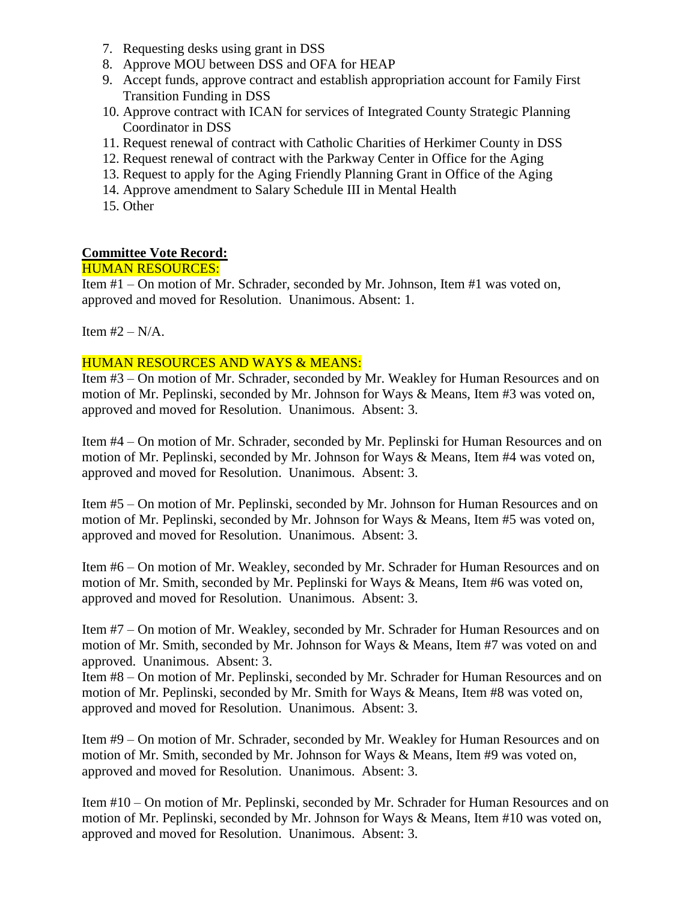7. Requesting desks using grant in DSS
8. Approve MOU between DSS and OFA for HEAP
9. Accept funds, approve contract and establish appropriation account for Family First Transition Funding in DSS
10. Approve contract with ICAN for services of Integrated County Strategic Planning Coordinator in DSS
11. Request renewal of contract with Catholic Charities of Herkimer County in DSS
12. Request renewal of contract with the Parkway Center in Office for the Aging
13. Request to apply for the Aging Friendly Planning Grant in Office of the Aging
14. Approve amendment to Salary Schedule III in Mental Health
15. Other

**Committee Vote Record:**

HUMAN RESOURCES:

Item #1 – On motion of Mr. Schrader, seconded by Mr. Johnson, Item #1 was voted on, approved and moved for Resolution. Unanimous. Absent: 1.

Item #2 – N/A.

HUMAN RESOURCES AND WAYS & MEANS:

Item #3 – On motion of Mr. Schrader, seconded by Mr. Weakley for Human Resources and on motion of Mr. Peplinski, seconded by Mr. Johnson for Ways & Means, Item #3 was voted on, approved and moved for Resolution. Unanimous. Absent: 3.

Item #4 – On motion of Mr. Schrader, seconded by Mr. Peplinski for Human Resources and on motion of Mr. Peplinski, seconded by Mr. Johnson for Ways & Means, Item #4 was voted on, approved and moved for Resolution. Unanimous. Absent: 3.

Item #5 – On motion of Mr. Peplinski, seconded by Mr. Johnson for Human Resources and on motion of Mr. Peplinski, seconded by Mr. Johnson for Ways & Means, Item #5 was voted on, approved and moved for Resolution. Unanimous. Absent: 3.

Item #6 – On motion of Mr. Weakley, seconded by Mr. Schrader for Human Resources and on motion of Mr. Smith, seconded by Mr. Peplinski for Ways & Means, Item #6 was voted on, approved and moved for Resolution. Unanimous. Absent: 3.

Item #7 – On motion of Mr. Weakley, seconded by Mr. Schrader for Human Resources and on motion of Mr. Smith, seconded by Mr. Johnson for Ways & Means, Item #7 was voted on and approved. Unanimous. Absent: 3.

Item #8 – On motion of Mr. Peplinski, seconded by Mr. Schrader for Human Resources and on motion of Mr. Peplinski, seconded by Mr. Smith for Ways & Means, Item #8 was voted on, approved and moved for Resolution. Unanimous. Absent: 3.

Item #9 – On motion of Mr. Schrader, seconded by Mr. Weakley for Human Resources and on motion of Mr. Smith, seconded by Mr. Johnson for Ways & Means, Item #9 was voted on, approved and moved for Resolution. Unanimous. Absent: 3.

Item #10 – On motion of Mr. Peplinski, seconded by Mr. Schrader for Human Resources and on motion of Mr. Peplinski, seconded by Mr. Johnson for Ways & Means, Item #10 was voted on, approved and moved for Resolution. Unanimous. Absent: 3.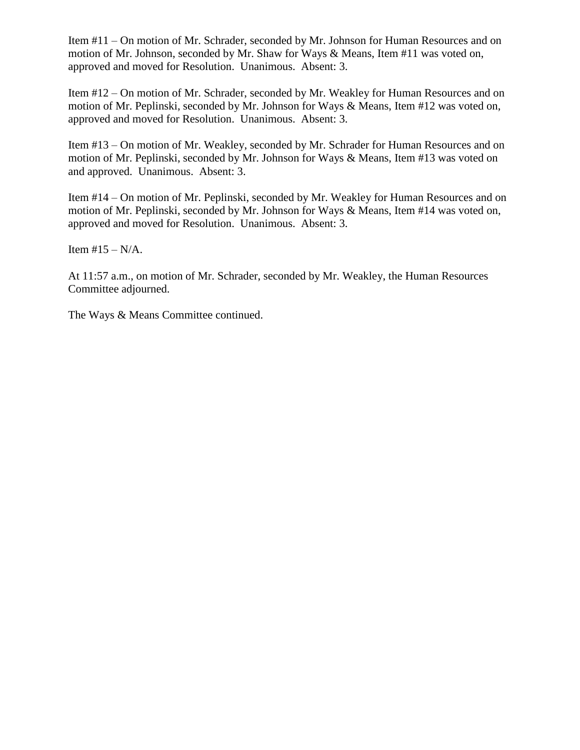Item #11 – On motion of Mr. Schrader, seconded by Mr. Johnson for Human Resources and on motion of Mr. Johnson, seconded by Mr. Shaw for Ways & Means, Item #11 was voted on, approved and moved for Resolution. Unanimous. Absent: 3.

Item #12 – On motion of Mr. Schrader, seconded by Mr. Weakley for Human Resources and on motion of Mr. Peplinski, seconded by Mr. Johnson for Ways & Means, Item #12 was voted on, approved and moved for Resolution. Unanimous. Absent: 3.

Item #13 – On motion of Mr. Weakley, seconded by Mr. Schrader for Human Resources and on motion of Mr. Peplinski, seconded by Mr. Johnson for Ways & Means, Item #13 was voted on and approved. Unanimous. Absent: 3.

Item #14 – On motion of Mr. Peplinski, seconded by Mr. Weakley for Human Resources and on motion of Mr. Peplinski, seconded by Mr. Johnson for Ways & Means, Item #14 was voted on, approved and moved for Resolution. Unanimous. Absent: 3.

Item #15 – N/A.

At 11:57 a.m., on motion of Mr. Schrader, seconded by Mr. Weakley, the Human Resources Committee adjourned.

The Ways & Means Committee continued.